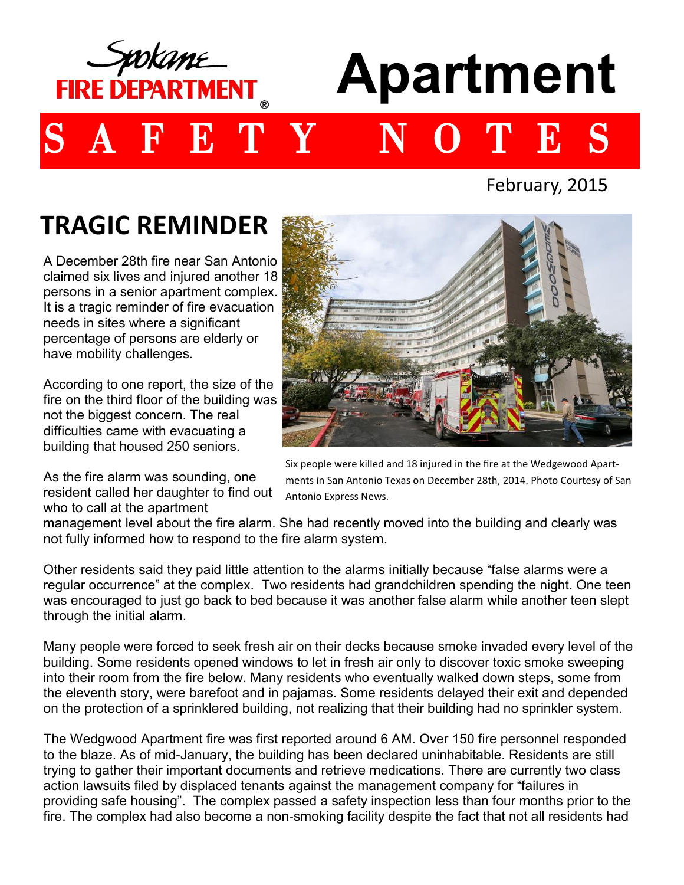Spokane FIRE DEPARTMENT®

# Apartment SAFETY NOTES

February, 2015

## TRAGIC REMINDER

A December 28th fire near San Antonio claimed six lives and injured another 18 persons in a senior apartment complex. It is a tragic reminder of fire evacuation needs in sites where a significant percentage of persons are elderly or have mobility challenges.

According to one report, the size of the fire on the third floor of the building was not the biggest concern. The real difficulties came with evacuating a building that housed 250 seniors.

Six people were killed and 18 injured in the fire at the Wedgewood Apartments in San Antonio Texas on December 28th, 2014. Photo Courtesy of San Antonio Express News.

As the fire alarm was sounding, one resident called her daughter to find out who to call at the apartment management level about the fire alarm. She had recently moved into the building and clearly was not fully informed how to respond to the fire alarm system.

Other residents said they paid little attention to the alarms initially because "false alarms were a regular occurrence" at the complex. Two residents had grandchildren spending the night. One teen was encouraged to just go back to bed because it was another false alarm while another teen slept through the initial alarm.

Many people were forced to seek fresh air on their decks because smoke invaded every level of the building. Some residents opened windows to let in fresh air only to discover toxic smoke sweeping into their room from the fire below. Many residents who eventually walked down steps, some from the eleventh story, were barefoot and in pajamas. Some residents delayed their exit and depended on the protection of a sprinklered building, not realizing that their building had no sprinkler system.

The Wedgwood Apartment fire was first reported around 6 AM. Over 150 fire personnel responded to the blaze. As of mid-January, the building has been declared uninhabitable. Residents are still trying to gather their important documents and retrieve medications. There are currently two class action lawsuits filed by displaced tenants against the management company for "failures in providing safe housing". The complex passed a safety inspection less than four months prior to the fire. The complex had also become a non-smoking facility despite the fact that not all residents had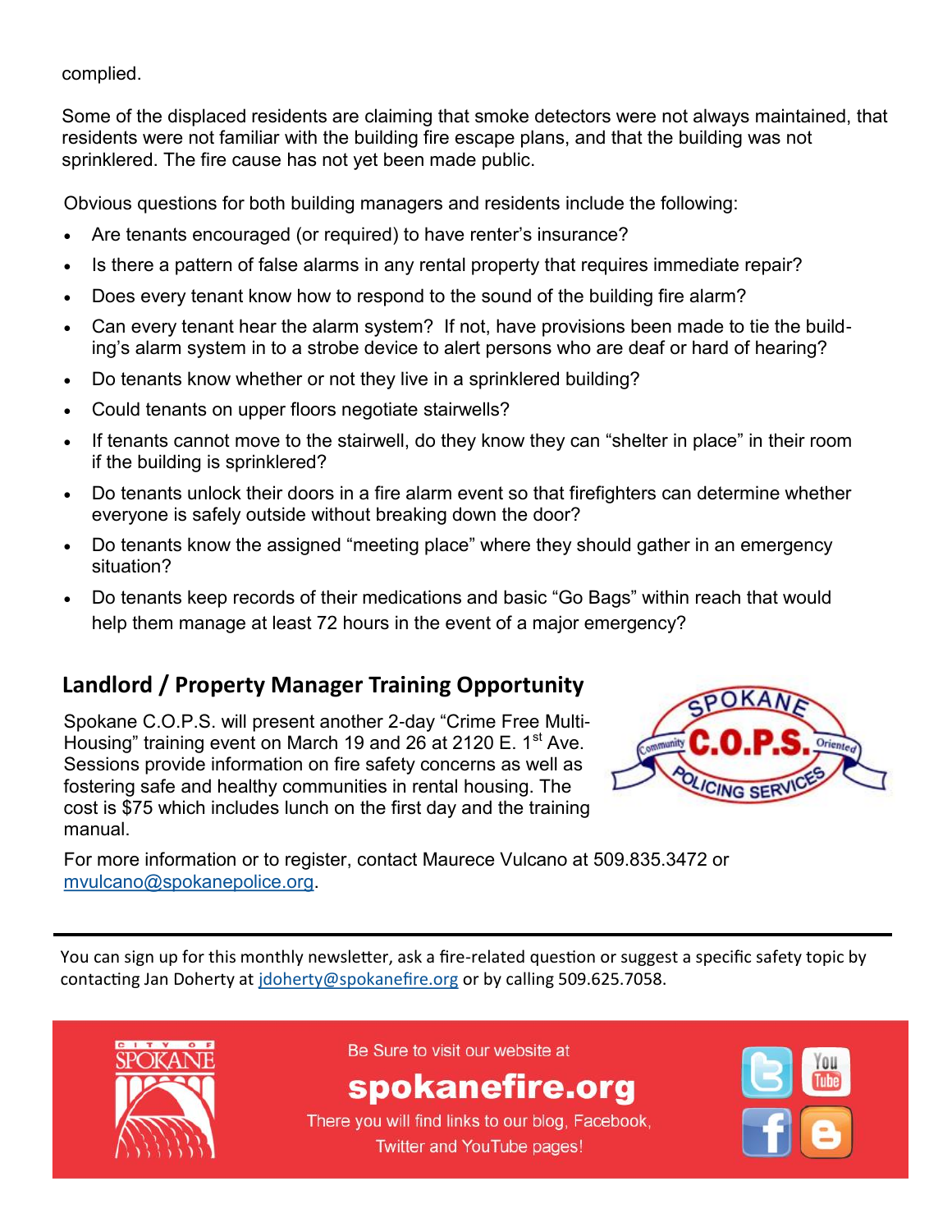complied.

Some of the displaced residents are claiming that smoke detectors were not always maintained, that residents were not familiar with the building fire escape plans, and that the building was not sprinklered. The fire cause has not yet been made public.

Obvious questions for both building managers and residents include the following:

- Are tenants encouraged (or required) to have renter's insurance?
- Is there a pattern of false alarms in any rental property that requires immediate repair?
- Does every tenant know how to respond to the sound of the building fire alarm?
- Can every tenant hear the alarm system? If not, have provisions been made to tie the building's alarm system in to a strobe device to alert persons who are deaf or hard of hearing?
- Do tenants know whether or not they live in a sprinklered building?
- Could tenants on upper floors negotiate stairwells?
- If tenants cannot move to the stairwell, do they know they can "shelter in place" in their room if the building is sprinklered?
- Do tenants unlock their doors in a fire alarm event so that firefighters can determine whether everyone is safely outside without breaking down the door?
- Do tenants know the assigned "meeting place" where they should gather in an emergency situation?
- Do tenants keep records of their medications and basic "Go Bags" within reach that would help them manage at least 72 hours in the event of a major emergency?

## Landlord / Property Manager Training Opportunity

Spokane C.O.P.S. will present another 2-day "Crime Free Multi-Housing" training event on March 19 and 26 at 2120 E. 1st Ave. Sessions provide information on fire safety concerns as well as fostering safe and healthy communities in rental housing. The cost is $75 which includes lunch on the first day and the training manual.

For more information or to register, contact Maurece Vulcano at 509.835.3472 or mvulcano@spokanepolice.org.

---

You can sign up for this monthly newsletter, ask a fire-related question or suggest a specific safety topic by contacting Jan Doherty at jdoherty@spokanefire.org or by calling 509.625.7058.

Be Sure to visit our website at

**spokanefire.org**

There you will find links to our blog, Facebook, Twitter and YouTube pages!